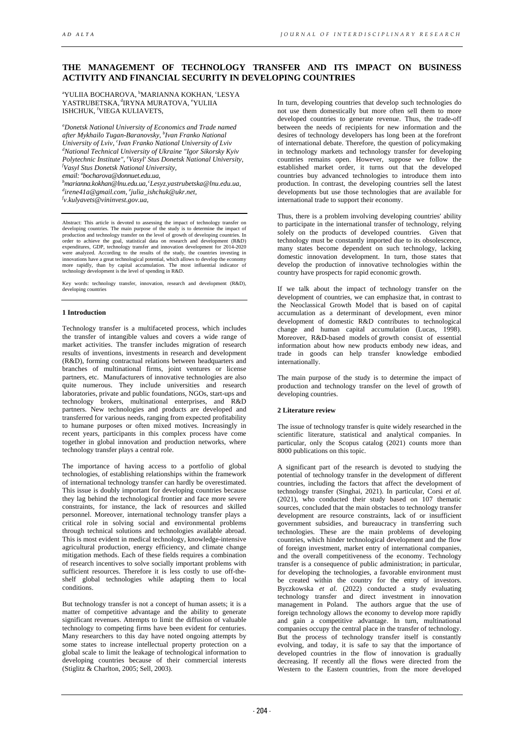# THE MANAGEMENT OF TECHNOLOGY TRANSFER AND ITS IMPACT ON BUSINESS ACTIVITY AND FINANCIAL SECURITY IN DEVELOPING COUNTRIES

[a]YULIIA BOCHAROVA, [b]MARIANNA KOKHAN, [c]LESYA YASTRUBETSKA, [d]IRYNA MURATOVA, [e]YULIIA ISHCHUK, [f]VIEGA KULIAVETS,

*[a]Donetsk National University of Economics and Trade named after Mykhailo Tugan-Baranovsky, [b]Ivan Franko National University of Lviv, [c]Ivan Franko National University of Lviv [d]National Technical University of Ukraine "Igor Sikorsky Kyiv Polytechnic Institute", [e]Vasyl' Stus Donetsk National University, [f]Vasyl Stus Donetsk National University,*
*email: [a]bocharova@donnuet.edu.ua,*
*[b]marianna.kokhan@lnu.edu.ua,[c]Lesyz.yastrubetska@lnu.edu.ua,*
*[d]irene41a@gmail.com, [e]julia_ishchuk@ukr.net,*
*[f]v.kulyavets@vininvest.gov.ua,*

Abstract: This article is devoted to assessing the impact of technology transfer on developing countries. The main purpose of the study is to determine the impact of production and technology transfer on the level of growth of developing countries. In order to achieve the goal, statistical data on research and development (R&D) expenditures, GDP, technology transfer and innovation development for 2014-2020 were analyzed. According to the results of the study, the countries investing in innovations have a great technological potential, which allows to develop the economy more rapidly, than by capital accumulation. The most influential indicator of technology development is the level of spending in R&D.

Key words: technology transfer, innovation, research and development (R&D), developing countries

## 1 Introduction

Technology transfer is a multifaceted process, which includes the transfer of intangible values and covers a wide range of market activities. The transfer includes migration of research results of inventions, investments in research and development (R&D), forming contractual relations between headquarters and branches of multinational firms, joint ventures or license partners, etc. Manufacturers of innovative technologies are also quite numerous. They include universities and research laboratories, private and public foundations, NGOs, start-ups and technology brokers, multinational enterprises, and R&D partners. New technologies and products are developed and transferred for various needs, ranging from expected profitability to humane purposes or often mixed motives. Increasingly in recent years, participants in this complex process have come together in global innovation and production networks, where technology transfer plays a central role.

The importance of having access to a portfolio of global technologies, of establishing relationships within the framework of international technology transfer can hardly be overestimated. This issue is doubly important for developing countries because they lag behind the technological frontier and face more severe constraints, for instance, the lack of resources and skilled personnel. Moreover, international technology transfer plays a critical role in solving social and environmental problems through technical solutions and technologies available abroad. This is most evident in medical technology, knowledge-intensive agricultural production, energy efficiency, and climate change mitigation methods. Each of these fields requires a combination of research incentives to solve socially important problems with sufficient resources. Therefore it is less costly to use off-the-shelf global technologies while adapting them to local conditions.

But technology transfer is not a concept of human assets; it is a matter of competitive advantage and the ability to generate significant revenues. Attempts to limit the diffusion of valuable technology to competing firms have been evident for centuries. Many researchers to this day have noted ongoing attempts by some states to increase intellectual property protection on a global scale to limit the leakage of technological information to developing countries because of their commercial interests (Stiglitz & Charlton, 2005; Sell, 2003).

In turn, developing countries that develop such technologies do not use them domestically but more often sell them to more developed countries to generate revenue. Thus, the trade-off between the needs of recipients for new information and the desires of technology developers has long been at the forefront of international debate. Therefore, the question of policymaking in technology markets and technology transfer for developing countries remains open. However, suppose we follow the established market order, it turns out that the developed countries buy advanced technologies to introduce them into production. In contrast, the developing countries sell the latest developments but use those technologies that are available for international trade to support their economy.

Thus, there is a problem involving developing countries' ability to participate in the international transfer of technology, relying solely on the products of developed countries. Given that technology must be constantly imported due to its obsolescence, many states become dependent on such technology, lacking domestic innovation development. In turn, those states that develop the production of innovative technologies within the country have prospects for rapid economic growth.

If we talk about the impact of technology transfer on the development of countries, we can emphasize that, in contrast to the Neoclassical Growth Model that is based on of capital accumulation as a determinant of development, even minor development of domestic R&D contributes to technological change and human capital accumulation (Lucas, 1998). Moreover, R&D-based models of growth consist of essential information about how new products embody new ideas, and trade in goods can help transfer knowledge embodied internationally.

The main purpose of the study is to determine the impact of production and technology transfer on the level of growth of developing countries.

## 2 Literature review

The issue of technology transfer is quite widely researched in the scientific literature, statistical and analytical companies. In particular, only the Scopus catalog (2021) counts more than 8000 publications on this topic.

A significant part of the research is devoted to studying the potential of technology transfer in the development of different countries, including the factors that affect the development of technology transfer (Singhai, 2021). In particular, Corsi *et al.* (2021), who conducted their study based on 107 thematic sources, concluded that the main obstacles to technology transfer development are resource constraints, lack of or insufficient government subsidies, and bureaucracy in transferring such technologies. These are the main problems of developing countries, which hinder technological development and the flow of foreign investment, market entry of international companies, and the overall competitiveness of the economy. Technology transfer is a consequence of public administration; in particular, for developing the technologies, a favorable environment must be created within the country for the entry of investors. Byczkowska *et al.* (2022) conducted a study evaluating technology transfer and direct investment in innovation management in Poland. The authors argue that the use of foreign technology allows the economy to develop more rapidly and gain a competitive advantage. In turn, multinational companies occupy the central place in the transfer of technology. But the process of technology transfer itself is constantly evolving, and today, it is safe to say that the importance of developed countries in the flow of innovation is gradually decreasing. If recently all the flows were directed from the Western to the Eastern countries, from the more developed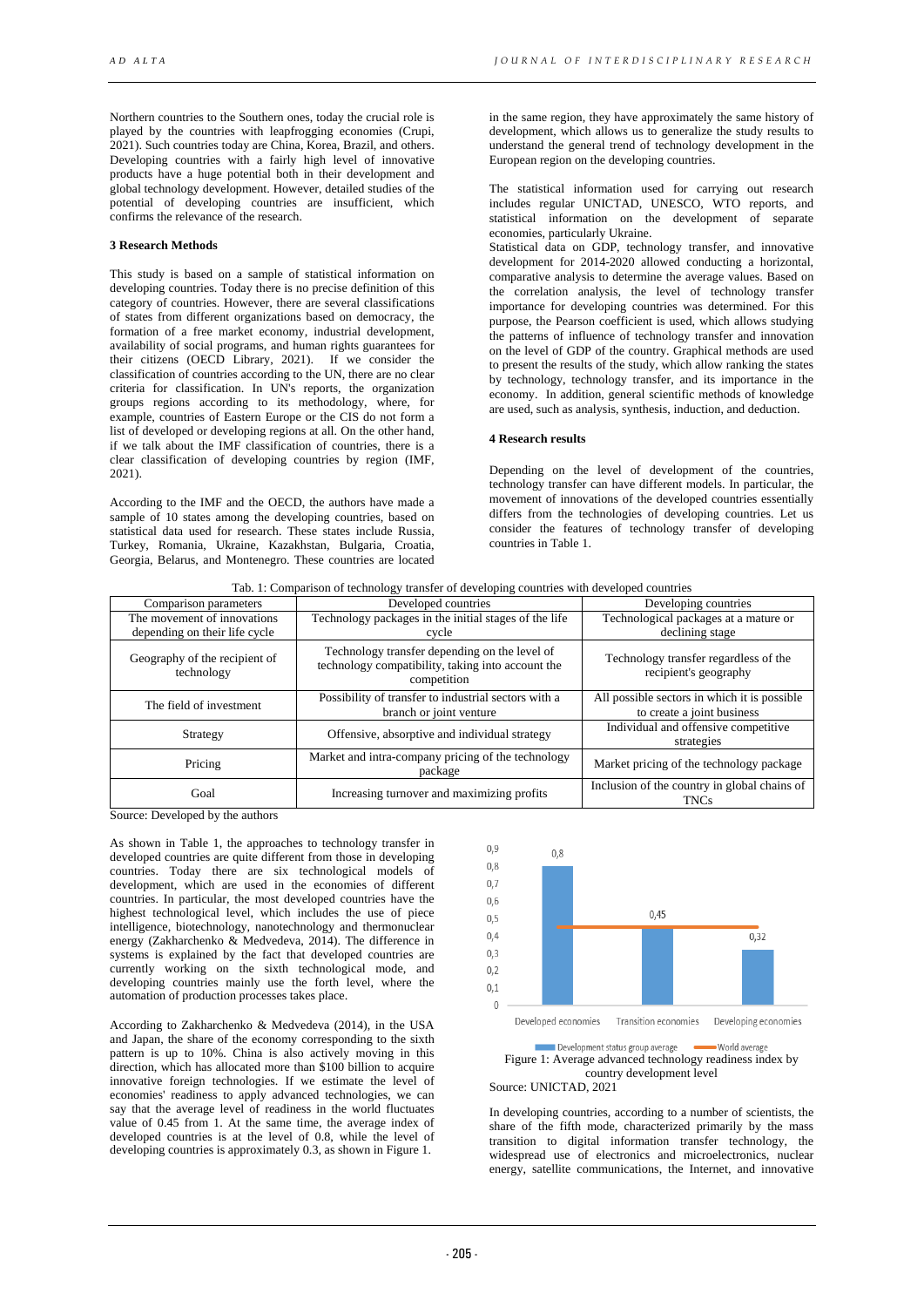Northern countries to the Southern ones, today the crucial role is played by the countries with leapfrogging economies (Crupi, 2021). Such countries today are China, Korea, Brazil, and others. Developing countries with a fairly high level of innovative products have a huge potential both in their development and global technology development. However, detailed studies of the potential of developing countries are insufficient, which confirms the relevance of the research.

**3 Research Methods**

This study is based on a sample of statistical information on developing countries. Today there is no precise definition of this category of countries. However, there are several classifications of states from different organizations based on democracy, the formation of a free market economy, industrial development, availability of social programs, and human rights guarantees for their citizens (OECD Library, 2021). If we consider the classification of countries according to the UN, there are no clear criteria for classification. In UN's reports, the organization groups regions according to its methodology, where, for example, countries of Eastern Europe or the CIS do not form a list of developed or developing regions at all. On the other hand, if we talk about the IMF classification of countries, there is a clear classification of developing countries by region (IMF, 2021).

According to the IMF and the OECD, the authors have made a sample of 10 states among the developing countries, based on statistical data used for research. These states include Russia, Turkey, Romania, Ukraine, Kazakhstan, Bulgaria, Croatia, Georgia, Belarus, and Montenegro. These countries are located in the same region, they have approximately the same history of development, which allows us to generalize the study results to understand the general trend of technology development in the European region on the developing countries.

The statistical information used for carrying out research includes regular UNICTAD, UNESCO, WTO reports, and statistical information on the development of separate economies, particularly Ukraine.

Statistical data on GDP, technology transfer, and innovative development for 2014-2020 allowed conducting a horizontal, comparative analysis to determine the average values. Based on the correlation analysis, the level of technology transfer importance for developing countries was determined. For this purpose, the Pearson coefficient is used, which allows studying the patterns of influence of technology transfer and innovation on the level of GDP of the country. Graphical methods are used to present the results of the study, which allow ranking the states by technology, technology transfer, and its importance in the economy. In addition, general scientific methods of knowledge are used, such as analysis, synthesis, induction, and deduction.

**4 Research results**

Depending on the level of development of the countries, technology transfer can have different models. In particular, the movement of innovations of the developed countries essentially differs from the technologies of developing countries. Let us consider the features of technology transfer of developing countries in Table 1.

Tab. 1: Comparison of technology transfer of developing countries with developed countries

| Comparison parameters | Developed countries | Developing countries |
|---|---|---|
| The movement of innovations depending on their life cycle | Technology packages in the initial stages of the life cycle | Technological packages at a mature or declining stage |
| Geography of the recipient of technology | Technology transfer depending on the level of technology compatibility, taking into account the competition | Technology transfer regardless of the recipient's geography |
| The field of investment | Possibility of transfer to industrial sectors with a branch or joint venture | All possible sectors in which it is possible to create a joint business |
| Strategy | Offensive, absorptive and individual strategy | Individual and offensive competitive strategies |
| Pricing | Market and intra-company pricing of the technology package | Market pricing of the technology package |
| Goal | Increasing turnover and maximizing profits | Inclusion of the country in global chains of TNCs |

Source: Developed by the authors

As shown in Table 1, the approaches to technology transfer in developed countries are quite different from those in developing countries. Today there are six technological models of development, which are used in the economies of different countries. In particular, the most developed countries have the highest technological level, which includes the use of piece intelligence, biotechnology, nanotechnology and thermonuclear energy (Zakharchenko & Medvedeva, 2014). The difference in systems is explained by the fact that developed countries are currently working on the sixth technological mode, and developing countries mainly use the forth level, where the automation of production processes takes place.

According to Zakharchenko & Medvedeva (2014), in the USA and Japan, the share of the economy corresponding to the sixth pattern is up to 10%. China is also actively moving in this direction, which has allocated more than \$100 billion to acquire innovative foreign technologies. If we estimate the level of economies' readiness to apply advanced technologies, we can say that the average level of readiness in the world fluctuates value of 0.45 from 1. At the same time, the average index of developed countries is at the level of 0.8, while the level of developing countries is approximately 0.3, as shown in Figure 1.

Figure 1: Average advanced technology readiness index by country development level

Source: UNICTAD, 2021

In developing countries, according to a number of scientists, the share of the fifth mode, characterized primarily by the mass transition to digital information transfer technology, the widespread use of electronics and microelectronics, nuclear energy, satellite communications, the Internet, and innovative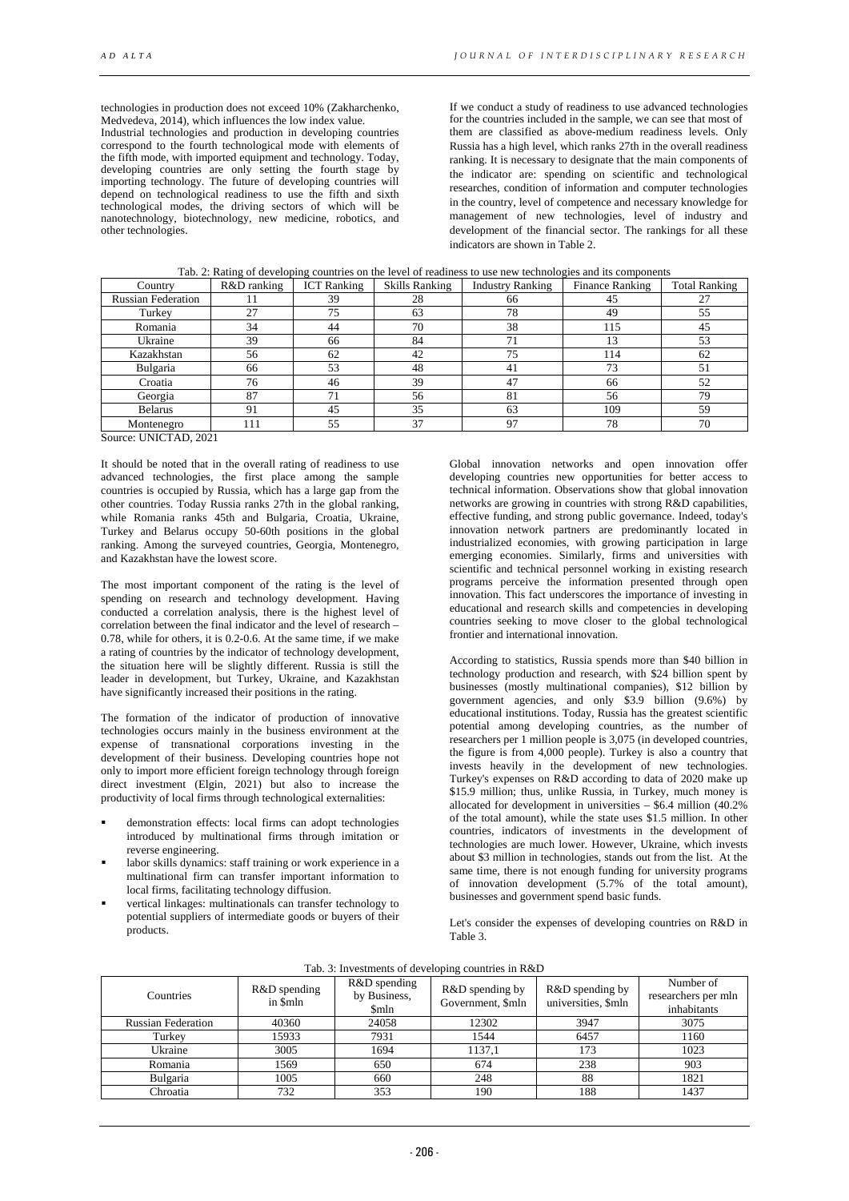technologies in production does not exceed 10% (Zakharchenko, Medvedeva, 2014), which influences the low index value.

Industrial technologies and production in developing countries correspond to the fourth technological mode with elements of the fifth mode, with imported equipment and technology. Today, developing countries are only setting the fourth stage by importing technology. The future of developing countries will depend on technological readiness to use the fifth and sixth technological modes, the driving sectors of which will be nanotechnology, biotechnology, new medicine, robotics, and other technologies.

If we conduct a study of readiness to use advanced technologies for the countries included in the sample, we can see that most of them are classified as above-medium readiness levels. Only Russia has a high level, which ranks 27th in the overall readiness ranking. It is necessary to designate that the main components of the indicator are: spending on scientific and technological researches, condition of information and computer technologies in the country, level of competence and necessary knowledge for management of new technologies, level of industry and development of the financial sector. The rankings for all these indicators are shown in Table 2.

Tab. 2: Rating of developing countries on the level of readiness to use new technologies and its components

| Country | R&D ranking | ICT Ranking | Skills Ranking | Industry Ranking | Finance Ranking | Total Ranking |
|---|---|---|---|---|---|---|
| Russian Federation | 11 | 39 | 28 | 66 | 45 | 27 |
| Turkey | 27 | 75 | 63 | 78 | 49 | 55 |
| Romania | 34 | 44 | 70 | 38 | 115 | 45 |
| Ukraine | 39 | 66 | 84 | 71 | 13 | 53 |
| Kazakhstan | 56 | 62 | 42 | 75 | 114 | 62 |
| Bulgaria | 66 | 53 | 48 | 41 | 73 | 51 |
| Croatia | 76 | 46 | 39 | 47 | 66 | 52 |
| Georgia | 87 | 71 | 56 | 81 | 56 | 79 |
| Belarus | 91 | 45 | 35 | 63 | 109 | 59 |
| Montenegro | 111 | 55 | 37 | 97 | 78 | 70 |

Source: UNICTAD, 2021

It should be noted that in the overall rating of readiness to use advanced technologies, the first place among the sample countries is occupied by Russia, which has a large gap from the other countries. Today Russia ranks 27th in the global ranking, while Romania ranks 45th and Bulgaria, Croatia, Ukraine, Turkey and Belarus occupy 50-60th positions in the global ranking. Among the surveyed countries, Georgia, Montenegro, and Kazakhstan have the lowest score.

The most important component of the rating is the level of spending on research and technology development. Having conducted a correlation analysis, there is the highest level of correlation between the final indicator and the level of research – 0.78, while for others, it is 0.2-0.6. At the same time, if we make a rating of countries by the indicator of technology development, the situation here will be slightly different. Russia is still the leader in development, but Turkey, Ukraine, and Kazakhstan have significantly increased their positions in the rating.

The formation of the indicator of production of innovative technologies occurs mainly in the business environment at the expense of transnational corporations investing in the development of their business. Developing countries hope not only to import more efficient foreign technology through foreign direct investment (Elgin, 2021) but also to increase the productivity of local firms through technological externalities:

- demonstration effects: local firms can adopt technologies introduced by multinational firms through imitation or reverse engineering.
- labor skills dynamics: staff training or work experience in a multinational firm can transfer important information to local firms, facilitating technology diffusion.
- vertical linkages: multinationals can transfer technology to potential suppliers of intermediate goods or buyers of their products.

Global innovation networks and open innovation offer developing countries new opportunities for better access to technical information. Observations show that global innovation networks are growing in countries with strong R&D capabilities, effective funding, and strong public governance. Indeed, today's innovation network partners are predominantly located in industrialized economies, with growing participation in large emerging economies. Similarly, firms and universities with scientific and technical personnel working in existing research programs perceive the information presented through open innovation. This fact underscores the importance of investing in educational and research skills and competencies in developing countries seeking to move closer to the global technological frontier and international innovation.

According to statistics, Russia spends more than $40 billion in technology production and research, with $24 billion spent by businesses (mostly multinational companies), $12 billion by government agencies, and only $3.9 billion (9.6%) by educational institutions. Today, Russia has the greatest scientific potential among developing countries, as the number of researchers per 1 million people is 3,075 (in developed countries, the figure is from 4,000 people). Turkey is also a country that invests heavily in the development of new technologies. Turkey's expenses on R&D according to data of 2020 make up $15.9 million; thus, unlike Russia, in Turkey, much money is allocated for development in universities – $6.4 million (40.2% of the total amount), while the state uses $1.5 million. In other countries, indicators of investments in the development of technologies are much lower. However, Ukraine, which invests about $3 million in technologies, stands out from the list. At the same time, there is not enough funding for university programs of innovation development (5.7% of the total amount), businesses and government spend basic funds.

Let's consider the expenses of developing countries on R&D in Table 3.

Tab. 3: Investments of developing countries in R&D

| Countries | R&D spending in $mln | R&D spending by Business, $mln | R&D spending by Government, $mln | R&D spending by universities, $mln | Number of researchers per mln inhabitants |
|---|---|---|---|---|---|
| Russian Federation | 40360 | 24058 | 12302 | 3947 | 3075 |
| Turkey | 15933 | 7931 | 1544 | 6457 | 1160 |
| Ukraine | 3005 | 1694 | 1137,1 | 173 | 1023 |
| Romania | 1569 | 650 | 674 | 238 | 903 |
| Bulgaria | 1005 | 660 | 248 | 88 | 1821 |
| Chroatia | 732 | 353 | 190 | 188 | 1437 |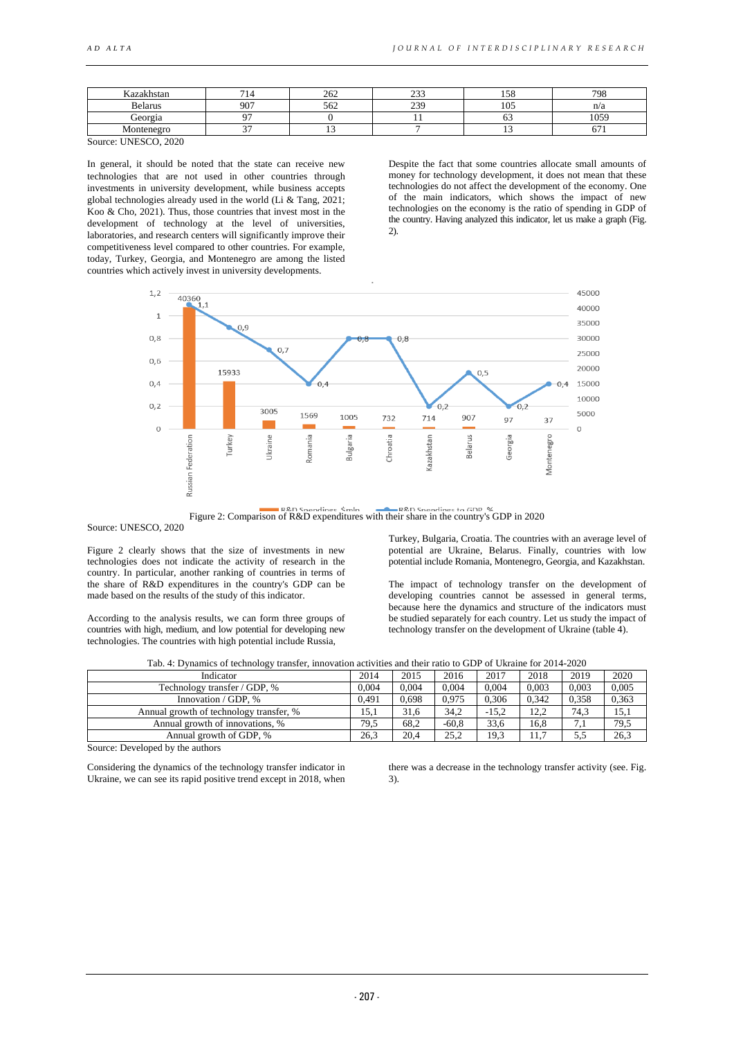| | | | | | |
|---|---|---|---|---|---|
| Kazakhstan | 714 | 262 | 233 | 158 | 798 |
| Belarus | 907 | 562 | 239 | 105 | n/a |
| Georgia | 97 | 0 | 11 | 63 | 1059 |
| Montenegro | 37 | 13 | 7 | 13 | 671 |

Source: UNESCO, 2020

In general, it should be noted that the state can receive new technologies that are not used in other countries through investments in university development, while business accepts global technologies already used in the world (Li & Tang, 2021; Koo & Cho, 2021). Thus, those countries that invest most in the development of technology at the level of universities, laboratories, and research centers will significantly improve their competitiveness level compared to other countries. For example, today, Turkey, Georgia, and Montenegro are among the listed countries which actively invest in university developments.

Despite the fact that some countries allocate small amounts of money for technology development, it does not mean that these technologies do not affect the development of the economy. One of the main indicators, which shows the impact of new technologies on the economy is the ratio of spending in GDP of the country. Having analyzed this indicator, let us make a graph (Fig. 2).

Figure 2: Comparison of R&D expenditures with their share in the country's GDP in 2020

Source: UNESCO, 2020

Figure 2 clearly shows that the size of investments in new technologies does not indicate the activity of research in the country. In particular, another ranking of countries in terms of the share of R&D expenditures in the country's GDP can be made based on the results of the study of this indicator.

According to the analysis results, we can form three groups of countries with high, medium, and low potential for developing new technologies. The countries with high potential include Russia, Turkey, Bulgaria, Croatia. The countries with an average level of potential are Ukraine, Belarus. Finally, countries with low potential include Romania, Montenegro, Georgia, and Kazakhstan.

The impact of technology transfer on the development of developing countries cannot be assessed in general terms, because here the dynamics and structure of the indicators must be studied separately for each country. Let us study the impact of technology transfer on the development of Ukraine (table 4).

Tab. 4: Dynamics of technology transfer, innovation activities and their ratio to GDP of Ukraine for 2014-2020

| Indicator | 2014 | 2015 | 2016 | 2017 | 2018 | 2019 | 2020 |
|---|---|---|---|---|---|---|---|
| Technology transfer / GDP, % | 0,004 | 0,004 | 0,004 | 0,004 | 0,003 | 0,003 | 0,005 |
| Innovation / GDP, % | 0,491 | 0,698 | 0,975 | 0,306 | 0,342 | 0,358 | 0,363 |
| Annual growth of technology transfer, % | 15,1 | 31,6 | 34,2 | -15,2 | 12,2 | 74,3 | 15,1 |
| Annual growth of innovations, % | 79,5 | 68,2 | -60,8 | 33,6 | 16,8 | 7,1 | 79,5 |
| Annual growth of GDP, % | 26,3 | 20,4 | 25,2 | 19,3 | 11,7 | 5,5 | 26,3 |

Source: Developed by the authors

Considering the dynamics of the technology transfer indicator in Ukraine, we can see its rapid positive trend except in 2018, when there was a decrease in the technology transfer activity (see. Fig. 3).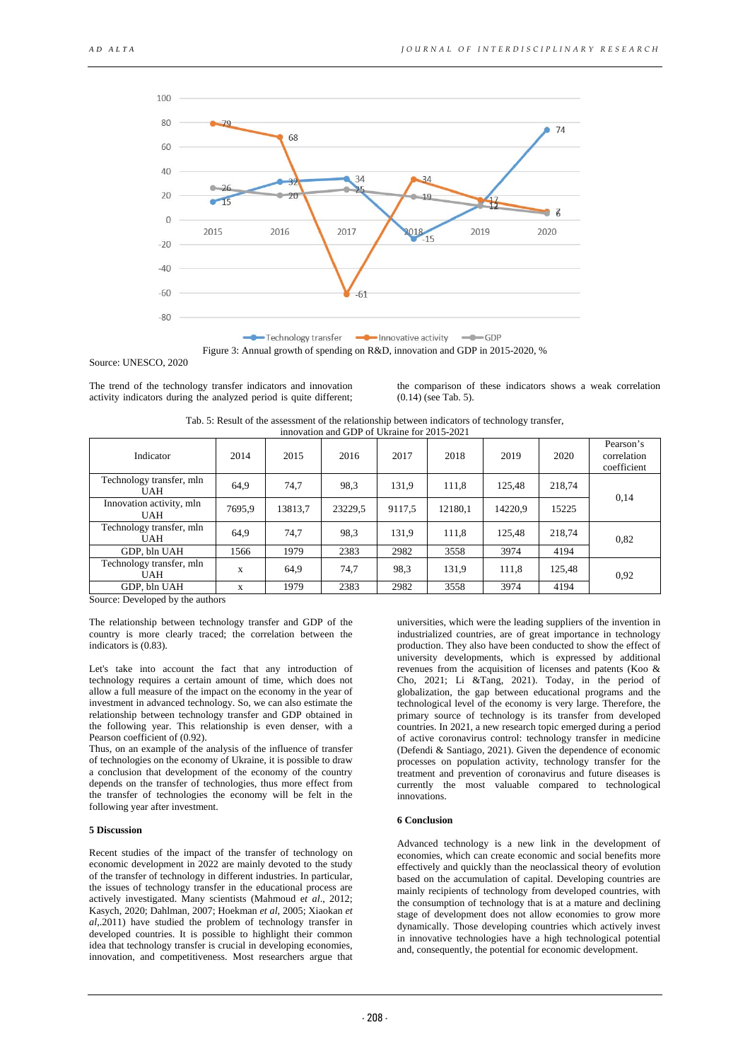Figure 3: Annual growth of spending on R&D, innovation and GDP in 2015-2020, %

Source: UNESCO, 2020

The trend of the technology transfer indicators and innovation activity indicators during the analyzed period is quite different; the comparison of these indicators shows a weak correlation (0.14) (see Tab. 5).

Tab. 5: Result of the assessment of the relationship between indicators of technology transfer, innovation and GDP of Ukraine for 2015-2021

| Indicator | 2014 | 2015 | 2016 | 2017 | 2018 | 2019 | 2020 | Pearson's correlation coefficient |
|---|---|---|---|---|---|---|---|---|
| Technology transfer, mln UAH | 64,9 | 74,7 | 98,3 | 131,9 | 111,8 | 125,48 | 218,74 | 0,14 |
| Innovation activity, mln UAH | 7695,9 | 13813,7 | 23229,5 | 9117,5 | 12180,1 | 14220,9 | 15225 | |
| Technology transfer, mln UAH | 64,9 | 74,7 | 98,3 | 131,9 | 111,8 | 125,48 | 218,74 | 0,82 |
| GDP, bln UAH | 1566 | 1979 | 2383 | 2982 | 3558 | 3974 | 4194 | |
| Technology transfer, mln UAH | x | 64,9 | 74,7 | 98,3 | 131,9 | 111,8 | 125,48 | 0,92 |
| GDP, bln UAH | x | 1979 | 2383 | 2982 | 3558 | 3974 | 4194 | |

Source: Developed by the authors

The relationship between technology transfer and GDP of the country is more clearly traced; the correlation between the indicators is (0.83).

Let's take into account the fact that any introduction of technology requires a certain amount of time, which does not allow a full measure of the impact on the economy in the year of investment in advanced technology. So, we can also estimate the relationship between technology transfer and GDP obtained in the following year. This relationship is even denser, with a Pearson coefficient of (0.92).

Thus, on an example of the analysis of the influence of transfer of technologies on the economy of Ukraine, it is possible to draw a conclusion that development of the economy of the country depends on the transfer of technologies, thus more effect from the transfer of technologies the economy will be felt in the following year after investment.

## 5 Discussion

Recent studies of the impact of the transfer of technology on economic development in 2022 are mainly devoted to the study of the transfer of technology in different industries. In particular, the issues of technology transfer in the educational process are actively investigated. Many scientists (Mahmoud e*t al*., 2012; Kasych, 2020; Dahlman, 2007; Hoekman *et al*, 2005; Xiaokan *et al*,.2011) have studied the problem of technology transfer in developed countries. It is possible to highlight their common idea that technology transfer is crucial in developing economies, innovation, and competitiveness. Most researchers argue that universities, which were the leading suppliers of the invention in industrialized countries, are of great importance in technology production. They also have been conducted to show the effect of university developments, which is expressed by additional revenues from the acquisition of licenses and patents (Koo & Cho, 2021; Li &Tang, 2021). Today, in the period of globalization, the gap between educational programs and the technological level of the economy is very large. Therefore, the primary source of technology is its transfer from developed countries. In 2021, a new research topic emerged during a period of active coronavirus control: technology transfer in medicine (Defendi & Santiago, 2021). Given the dependence of economic processes on population activity, technology transfer for the treatment and prevention of coronavirus and future diseases is currently the most valuable compared to technological innovations.

## 6 Conclusion

Advanced technology is a new link in the development of economies, which can create economic and social benefits more effectively and quickly than the neoclassical theory of evolution based on the accumulation of capital. Developing countries are mainly recipients of technology from developed countries, with the consumption of technology that is at a mature and declining stage of development does not allow economies to grow more dynamically. Those developing countries which actively invest in innovative technologies have a high technological potential and, consequently, the potential for economic development.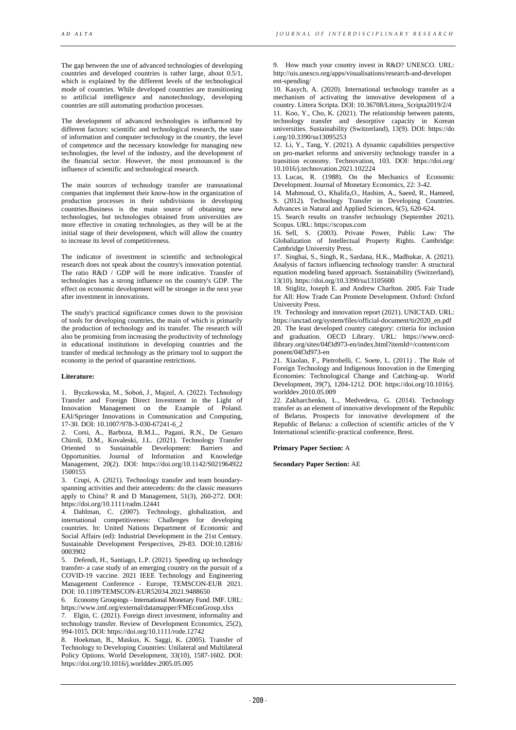The gap between the use of advanced technologies of developing countries and developed countries is rather large, about 0.5/1, which is explained by the different levels of the technological mode of countries. While developed countries are transitioning to artificial intelligence and nanotechnology, developing countries are still automating production processes.

The development of advanced technologies is influenced by different factors: scientific and technological research, the state of information and computer technology in the country, the level of competence and the necessary knowledge for managing new technologies, the level of the industry, and the development of the financial sector. However, the most pronounced is the influence of scientific and technological research.

The main sources of technology transfer are transnational companies that implement their know-how in the organization of production processes in their subdivisions in developing countries.Business is the main source of obtaining new technologies, but technologies obtained from universities are more effective in creating technologies, as they will be at the initial stage of their development, which will allow the country to increase its level of competitiveness.

The indicator of investment in scientific and technological research does not speak about the country's innovation potential. The ratio R&D / GDP will be more indicative. Transfer of technologies has a strong influence on the country's GDP. The effect on economic development will be stronger in the next year after investment in innovations.

The study's practical significance comes down to the provision of tools for developing countries, the main of which is primarily the production of technology and its transfer. The research will also be promising from increasing the productivity of technology in educational institutions in developing countries and the transfer of medical technology as the primary tool to support the economy in the period of quarantine restrictions.

**Literature:**

1. Byczkowska, M., Soboń, J., Majzel, A. (2022). Technology Transfer and Foreign Direct Investment in the Light of Innovation Management on the Example of Poland. EAI/Springer Innovations in Communication and Computing, 17-30. DOI: 10.1007/978-3-030-67241-6_2
2. Corsi, A., Barboza, B.M.L., Pagani, R.N., De Genaro Chiroli, D.M., Kovaleski, J.L. (2021). Technology Transfer Oriented to Sustainable Development: Barriers and Opportunities. Journal of Information and Knowledge Management, 20(2). DOI: https://doi.org/10.1142/S0219649221500155
3. Crupi, A. (2021). Technology transfer and team boundary-spanning activities and their antecedents: do the classic measures apply to China? R and D Management, 51(3), 260-272. DOI: https://doi.org/10.1111/radm.12441
4. Dahlman, C. (2007). Technology, globalization, and international competitiveness: Challenges for developing countries. In: United Nations Department of Economic and Social Affairs (ed): Industrial Development in the 21st Century. Sustainable Development Perspectives, 29-83. DOI:10.12816/0003902
5. Defendi, H., Santiago, L.P. (2021). Speeding up technology transfer- a case study of an emerging country on the pursuit of a COVID-19 vaccine. 2021 IEEE Technology and Engineering Management Conference - Europe, TEMSCON-EUR 2021. DOI: 10.1109/TEMSCON-EUR52034.2021.9488650
6. Economy Groupings - International Monetary Fund. IMF. URL: https://www.imf.org/external/datamapper/FMEconGroup.xlsx
7. Elgin, C. (2021). Foreign direct investment, informality and technology transfer. Review of Development Economics, 25(2), 994-1015. DOI: https://doi.org/10.1111/rode.12742
8. Hoekman, B., Maskus, K. Saggi, K. (2005). Transfer of Technology to Developing Countries: Unilateral and Multilateral Policy Options. World Development, 33(10), 1587-1602. DOI: https://doi.org/10.1016/j.worlddev.2005.05.005
9. How much your country invest in R&D? UNESCO. URL: http://uis.unesco.org/apps/visualisations/research-and-development-spending/
10. Kasych, A. (2020). International technology transfer as a mechanism of activating the innovative development of a country. Littera Scripta. DOI: 10.36708/Littera_Scripta2019/2/4
11. Koo, Y., Cho, K. (2021). The relationship between patents, technology transfer and desorptive capacity in Korean universities. Sustainability (Switzerland), 13(9). DOI: https://doi.org/10.3390/su13095253
12. Li, Y., Tang, Y. (2021). A dynamic capabilities perspective on pro-market reforms and university technology transfer in a transition economy. Technovation, 103. DOI: https://doi.org/10.1016/j.technovation.2021.102224
13. Lucas, R. (1988). On the Mechanics of Economic Development. Journal of Monetary Economics, 22: 3-42.
14. Mahmoud, O., Khalifa,O., Hashim, A., Saeed, R., Hameed, S. (2012). Technology Transfer in Developing Countries. Advances in Natural and Applied Sciences, 6(5), 620-624.
15. Search results on transfer technology (September 2021). Scopus. URL: https://scopus.com
16. Sell, S. (2003). Private Power, Public Law: The Globalization of Intellectual Property Rights. Cambridge: Cambridge University Press.
17. Singhai, S., Singh, R., Sardana, H.K., Madhukar, A. (2021). Analysis of factors influencing technology transfer: A structural equation modeling based approach. Sustainability (Switzerland), 13(10). https://doi.org/10.3390/su13105600
18. Stiglitz, Joseph E. and Andrew Charlton. 2005. Fair Trade for All: How Trade Can Promote Development. Oxford: Oxford University Press.
19. Technology and innovation report (2021). UNICTAD. URL: https://unctad.org/system/files/official-document/tir2020_en.pdf
20. The least developed country category: criteria for inclusion and graduation. OECD Library. URL: https://www.oecd-ilibrary.org/sites/04f3d973-en/index.html?itemId=/content/component/04f3d973-en
21. Xiaolan, F., Pietrobelli, C. Soete, L. (2011) . The Role of Foreign Technology and Indigenous Innovation in the Emerging Economies: Technological Change and Catching-up. World Development, 39(7), 1204-1212. DOI: https://doi.org/10.1016/j.worlddev.2010.05.009
22. Zakharchenko, L., Medvedeva, G. (2014). Technology transfer as an element of innovative development of the Republic of Belarus. Prospects for innovative development of the Republic of Belarus: a collection of scientific articles of the V International scientific-practical conference, Brest.

**Primary Paper Section:** A

**Secondary Paper Section:** AE